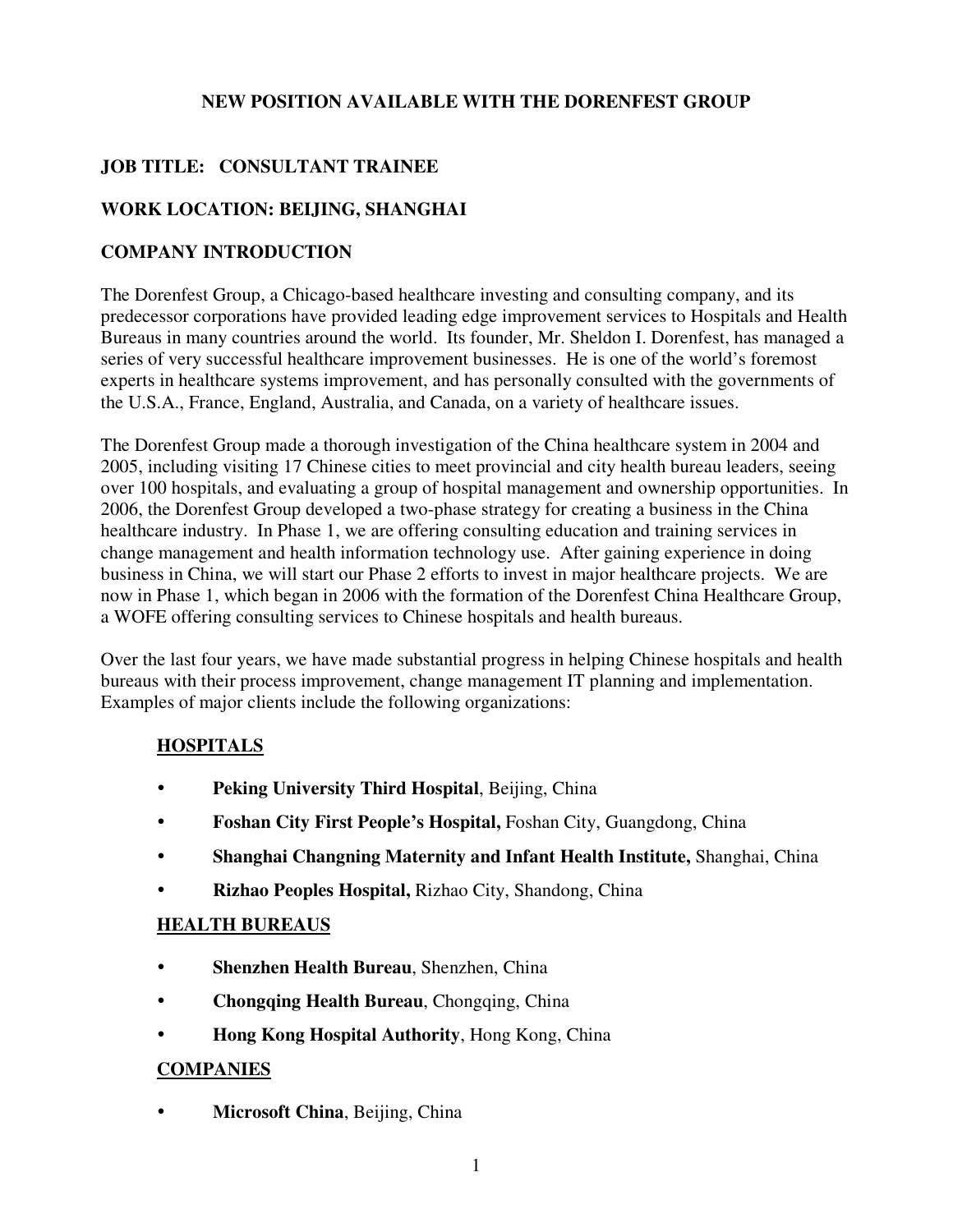# NEW POSITION AVAILABLE WITH THE DORENFEST GROUP

## JOB TITLE: CONSULTANT TRAINEE

## WORK LOCATION: BEIJING, SHANGHAI

## COMPANY INTRODUCTION

The Dorenfest Group, a Chicago-based healthcare investing and consulting company, and its predecessor corporations have provided leading edge improvement services to Hospitals and Health Bureaus in many countries around the world. Its founder, Mr. Sheldon I. Dorenfest, has managed a series of very successful healthcare improvement businesses. He is one of the world's foremost experts in healthcare systems improvement, and has personally consulted with the governments of the U.S.A., France, England, Australia, and Canada, on a variety of healthcare issues.

The Dorenfest Group made a thorough investigation of the China healthcare system in 2004 and 2005, including visiting 17 Chinese cities to meet provincial and city health bureau leaders, seeing over 100 hospitals, and evaluating a group of hospital management and ownership opportunities. In 2006, the Dorenfest Group developed a two-phase strategy for creating a business in the China healthcare industry. In Phase 1, we are offering consulting education and training services in change management and health information technology use. After gaining experience in doing business in China, we will start our Phase 2 efforts to invest in major healthcare projects. We are now in Phase 1, which began in 2006 with the formation of the Dorenfest China Healthcare Group, a WOFE offering consulting services to Chinese hospitals and health bureaus.

Over the last four years, we have made substantial progress in helping Chinese hospitals and health bureaus with their process improvement, change management IT planning and implementation. Examples of major clients include the following organizations:

### HOSPITALS

- **Peking University Third Hospital**, Beijing, China
- **Foshan City First People's Hospital,** Foshan City, Guangdong, China
- **Shanghai Changning Maternity and Infant Health Institute,** Shanghai, China
- **Rizhao Peoples Hospital,** Rizhao City, Shandong, China

### HEALTH BUREAUS

- **Shenzhen Health Bureau**, Shenzhen, China
- **Chongqing Health Bureau**, Chongqing, China
- **Hong Kong Hospital Authority**, Hong Kong, China

### COMPANIES

- **Microsoft China**, Beijing, China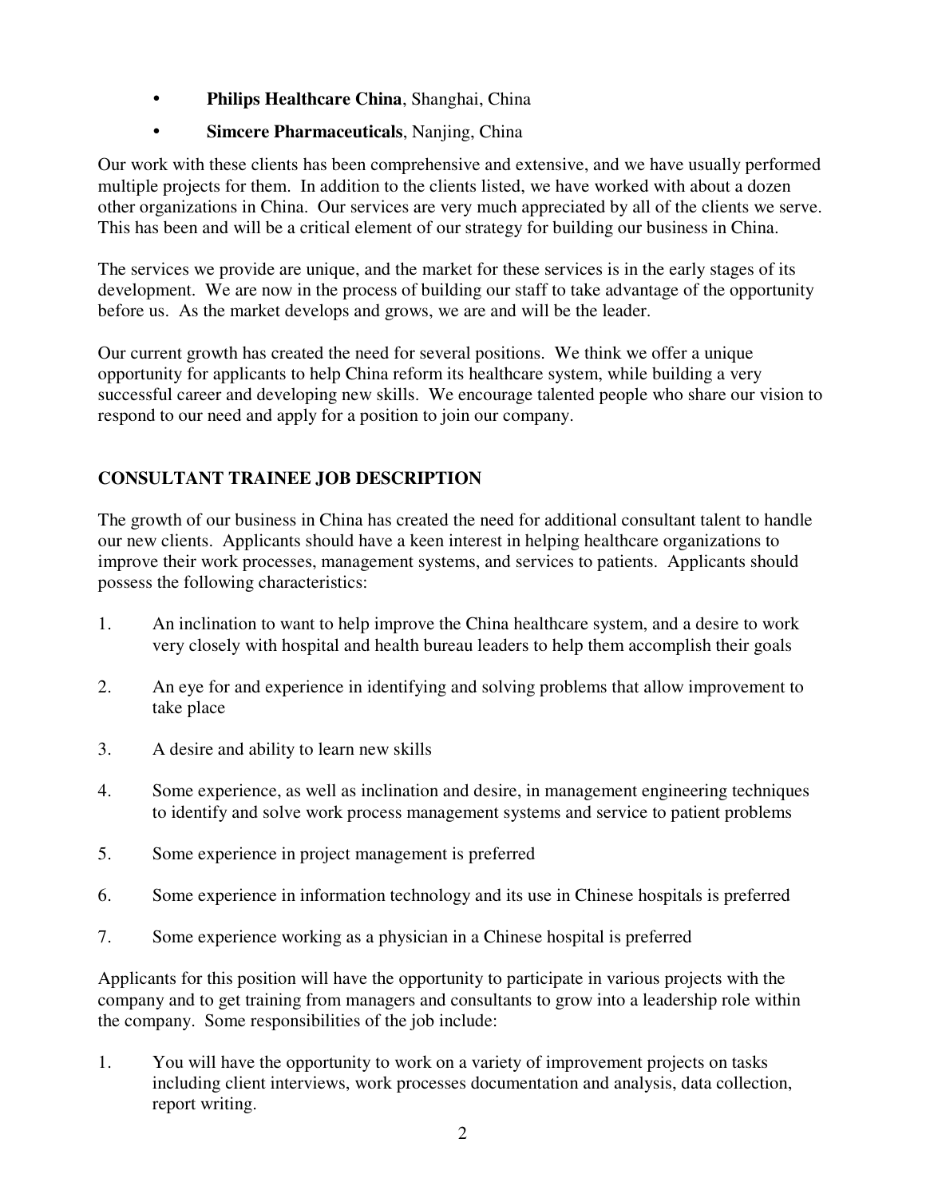- **Philips Healthcare China**, Shanghai, China
- **Simcere Pharmaceuticals**, Nanjing, China

Our work with these clients has been comprehensive and extensive, and we have usually performed multiple projects for them. In addition to the clients listed, we have worked with about a dozen other organizations in China. Our services are very much appreciated by all of the clients we serve. This has been and will be a critical element of our strategy for building our business in China.

The services we provide are unique, and the market for these services is in the early stages of its development. We are now in the process of building our staff to take advantage of the opportunity before us. As the market develops and grows, we are and will be the leader.

Our current growth has created the need for several positions. We think we offer a unique opportunity for applicants to help China reform its healthcare system, while building a very successful career and developing new skills. We encourage talented people who share our vision to respond to our need and apply for a position to join our company.

## CONSULTANT TRAINEE JOB DESCRIPTION

The growth of our business in China has created the need for additional consultant talent to handle our new clients. Applicants should have a keen interest in helping healthcare organizations to improve their work processes, management systems, and services to patients. Applicants should possess the following characteristics:

1. An inclination to want to help improve the China healthcare system, and a desire to work very closely with hospital and health bureau leaders to help them accomplish their goals
2. An eye for and experience in identifying and solving problems that allow improvement to take place
3. A desire and ability to learn new skills
4. Some experience, as well as inclination and desire, in management engineering techniques to identify and solve work process management systems and service to patient problems
5. Some experience in project management is preferred
6. Some experience in information technology and its use in Chinese hospitals is preferred
7. Some experience working as a physician in a Chinese hospital is preferred

Applicants for this position will have the opportunity to participate in various projects with the company and to get training from managers and consultants to grow into a leadership role within the company. Some responsibilities of the job include:

1. You will have the opportunity to work on a variety of improvement projects on tasks including client interviews, work processes documentation and analysis, data collection, report writing.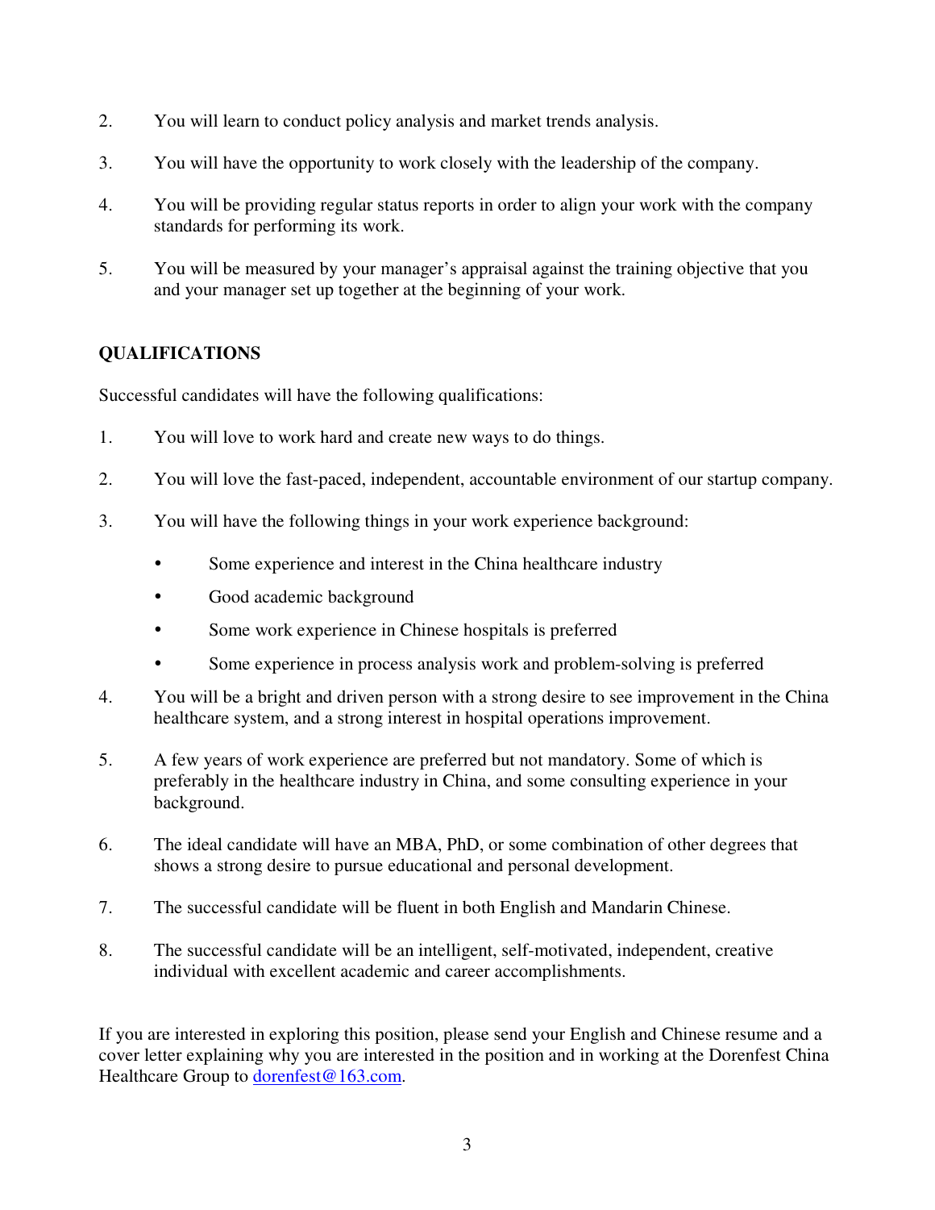2. You will learn to conduct policy analysis and market trends analysis.

3. You will have the opportunity to work closely with the leadership of the company.

4. You will be providing regular status reports in order to align your work with the company standards for performing its work.

5. You will be measured by your manager's appraisal against the training objective that you and your manager set up together at the beginning of your work.

**QUALIFICATIONS**

Successful candidates will have the following qualifications:

1. You will love to work hard and create new ways to do things.

2. You will love the fast-paced, independent, accountable environment of our startup company.

3. You will have the following things in your work experience background:

   - Some experience and interest in the China healthcare industry
   - Good academic background
   - Some work experience in Chinese hospitals is preferred
   - Some experience in process analysis work and problem-solving is preferred

4. You will be a bright and driven person with a strong desire to see improvement in the China healthcare system, and a strong interest in hospital operations improvement.

5. A few years of work experience are preferred but not mandatory. Some of which is preferably in the healthcare industry in China, and some consulting experience in your background.

6. The ideal candidate will have an MBA, PhD, or some combination of other degrees that shows a strong desire to pursue educational and personal development.

7. The successful candidate will be fluent in both English and Mandarin Chinese.

8. The successful candidate will be an intelligent, self-motivated, independent, creative individual with excellent academic and career accomplishments.

If you are interested in exploring this position, please send your English and Chinese resume and a cover letter explaining why you are interested in the position and in working at the Dorenfest China Healthcare Group to dorenfest@163.com.